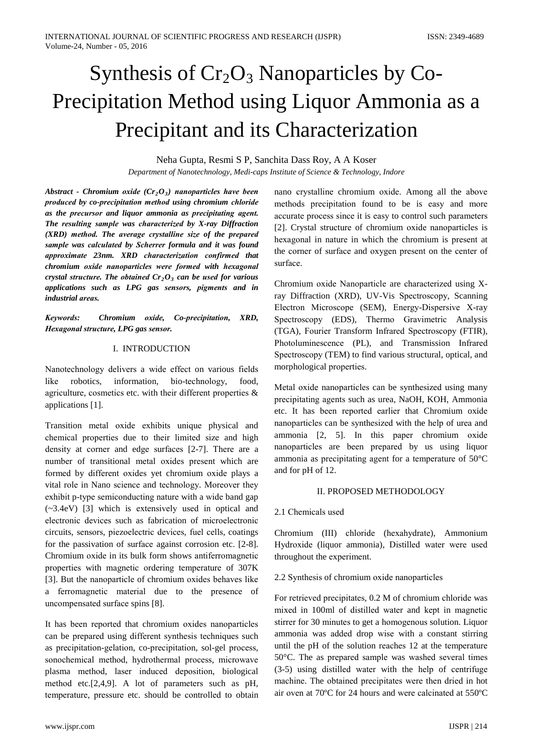# Synthesis of $Cr_2O_3$ Nanoparticles by Co-Precipitation Method using Liquor Ammonia as a Precipitant and its Characterization

Neha Gupta, Resmi S P, Sanchita Dass Roy, A A Koser

*Department of Nanotechnology, Medi-caps Institute of Science & Technology, Indore*

***Abstract - Chromium oxide ($Cr_2O_3$) nanoparticles have been produced by co-precipitation method using chromium chloride as the precursor and liquor ammonia as precipitating agent. The resulting sample was characterized by X-ray Diffraction (XRD) method. The average crystalline size of the prepared sample was calculated by Scherrer formula and it was found approximate 23nm. XRD characterization confirmed that chromium oxide nanoparticles were formed with hexagonal crystal structure. The obtained $Cr_2O_3$ can be used for various applications such as LPG gas sensors, pigments and in industrial areas.***

***Keywords: Chromium oxide, Co-precipitation, XRD, Hexagonal structure, LPG gas sensor.***

## I. INTRODUCTION

Nanotechnology delivers a wide effect on various fields like robotics, information, bio-technology, food, agriculture, cosmetics etc. with their different properties & applications [1].

Transition metal oxide exhibits unique physical and chemical properties due to their limited size and high density at corner and edge surfaces [2-7]. There are a number of transitional metal oxides present which are formed by different oxides yet chromium oxide plays a vital role in Nano science and technology. Moreover they exhibit p-type semiconducting nature with a wide band gap (~3.4eV) [3] which is extensively used in optical and electronic devices such as fabrication of microelectronic circuits, sensors, piezoelectric devices, fuel cells, coatings for the passivation of surface against corrosion etc. [2-8]. Chromium oxide in its bulk form shows antiferromagnetic properties with magnetic ordering temperature of 307K [3]. But the nanoparticle of chromium oxides behaves like a ferromagnetic material due to the presence of uncompensated surface spins [8].

It has been reported that chromium oxides nanoparticles can be prepared using different synthesis techniques such as precipitation-gelation, co-precipitation, sol-gel process, sonochemical method, hydrothermal process, microwave plasma method, laser induced deposition, biological method etc.[2,4,9]. A lot of parameters such as pH, temperature, pressure etc. should be controlled to obtain nano crystalline chromium oxide. Among all the above methods precipitation found to be is easy and more accurate process since it is easy to control such parameters [2]. Crystal structure of chromium oxide nanoparticles is hexagonal in nature in which the chromium is present at the corner of surface and oxygen present on the center of surface.

Chromium oxide Nanoparticle are characterized using X-ray Diffraction (XRD), UV-Vis Spectroscopy, Scanning Electron Microscope (SEM), Energy-Dispersive X-ray Spectroscopy (EDS), Thermo Gravimetric Analysis (TGA), Fourier Transform Infrared Spectroscopy (FTIR), Photoluminescence (PL), and Transmission Infrared Spectroscopy (TEM) to find various structural, optical, and morphological properties.

Metal oxide nanoparticles can be synthesized using many precipitating agents such as urea, NaOH, KOH, Ammonia etc. It has been reported earlier that Chromium oxide nanoparticles can be synthesized with the help of urea and ammonia [2, 5]. In this paper chromium oxide nanoparticles are been prepared by us using liquor ammonia as precipitating agent for a temperature of 50°C and for pH of 12.

## II. PROPOSED METHODOLOGY

### 2.1 Chemicals used

Chromium (III) chloride (hexahydrate), Ammonium Hydroxide (liquor ammonia), Distilled water were used throughout the experiment.

### 2.2 Synthesis of chromium oxide nanoparticles

For retrieved precipitates, 0.2 M of chromium chloride was mixed in 100ml of distilled water and kept in magnetic stirrer for 30 minutes to get a homogenous solution. Liquor ammonia was added drop wise with a constant stirring until the pH of the solution reaches 12 at the temperature 50°C. The as prepared sample was washed several times (3-5) using distilled water with the help of centrifuge machine. The obtained precipitates were then dried in hot air oven at 70ºC for 24 hours and were calcinated at 550ºC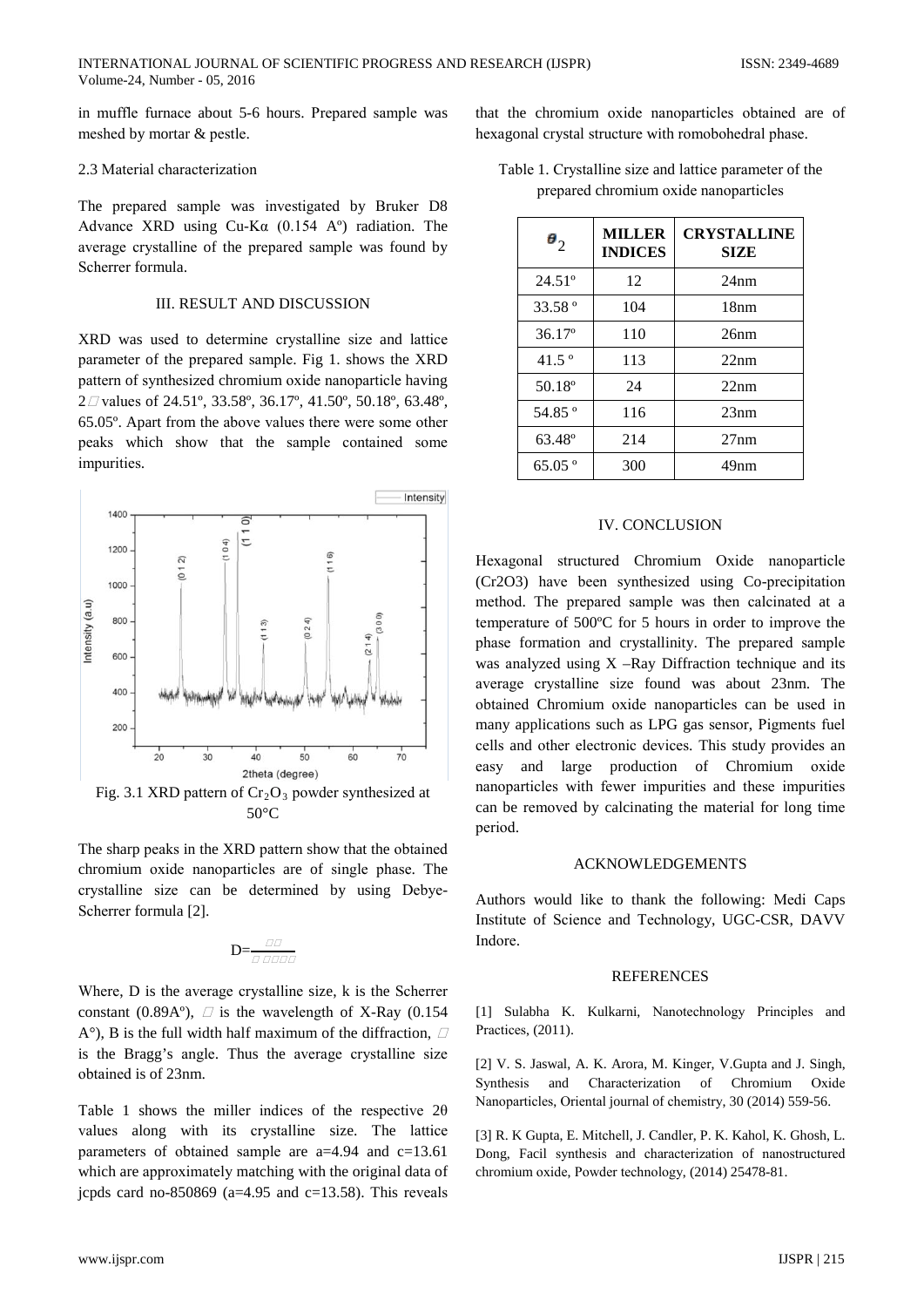in muffle furnace about 5-6 hours. Prepared sample was meshed by mortar & pestle.

2.3 Material characterization

The prepared sample was investigated by Bruker D8 Advance XRD using Cu-Kα (0.154 A°) radiation. The average crystalline of the prepared sample was found by Scherrer formula.

### III. RESULT AND DISCUSSION

XRD was used to determine crystalline size and lattice parameter of the prepared sample. Fig 1. shows the XRD pattern of synthesized chromium oxide nanoparticle having 2□ values of 24.51°, 33.58°, 36.17°, 41.50°, 50.18°, 63.48°, 65.05°. Apart from the above values there were some other peaks which show that the sample contained some impurities.

Fig. 3.1 XRD pattern of $Cr_2O_3$ powder synthesized at 50°C

The sharp peaks in the XRD pattern show that the obtained chromium oxide nanoparticles are of single phase. The crystalline size can be determined by using Debye-Scherrer formula [2].

D=□□ / □ □□□□

Where, D is the average crystalline size, k is the Scherrer constant (0.89A°), □ is the wavelength of X-Ray (0.154 A°), B is the full width half maximum of the diffraction, □ is the Bragg's angle. Thus the average crystalline size obtained is of 23nm.

Table 1 shows the miller indices of the respective 2θ values along with its crystalline size. The lattice parameters of obtained sample are a=4.94 and c=13.61 which are approximately matching with the original data of jcpds card no-850869 (a=4.95 and c=13.58). This reveals that the chromium oxide nanoparticles obtained are of hexagonal crystal structure with romobohedral phase.

Table 1. Crystalline size and lattice parameter of the prepared chromium oxide nanoparticles

| $\theta_2$ | MILLER INDICES | CRYSTALLINE SIZE |
|---|---|---|
| 24.51° | 12 | 24nm |
| 33.58 ° | 104 | 18nm |
| 36.17° | 110 | 26nm |
| 41.5 ° | 113 | 22nm |
| 50.18° | 24 | 22nm |
| 54.85 ° | 116 | 23nm |
| 63.48° | 214 | 27nm |
| 65.05 ° | 300 | 49nm |

### IV. CONCLUSION

Hexagonal structured Chromium Oxide nanoparticle (Cr2O3) have been synthesized using Co-precipitation method. The prepared sample was then calcinated at a temperature of 500°C for 5 hours in order to improve the phase formation and crystallinity. The prepared sample was analyzed using X –Ray Diffraction technique and its average crystalline size found was about 23nm. The obtained Chromium oxide nanoparticles can be used in many applications such as LPG gas sensor, Pigments fuel cells and other electronic devices. This study provides an easy and large production of Chromium oxide nanoparticles with fewer impurities and these impurities can be removed by calcinating the material for long time period.

### ACKNOWLEDGEMENTS

Authors would like to thank the following: Medi Caps Institute of Science and Technology, UGC-CSR, DAVV Indore.

### REFERENCES

[1] Sulabha K. Kulkarni, Nanotechnology Principles and Practices, (2011).

[2] V. S. Jaswal, A. K. Arora, M. Kinger, V.Gupta and J. Singh, Synthesis and Characterization of Chromium Oxide Nanoparticles, Oriental journal of chemistry, 30 (2014) 559-56.

[3] R. K Gupta, E. Mitchell, J. Candler, P. K. Kahol, K. Ghosh, L. Dong, Facil synthesis and characterization of nanostructured chromium oxide, Powder technology, (2014) 25478-81.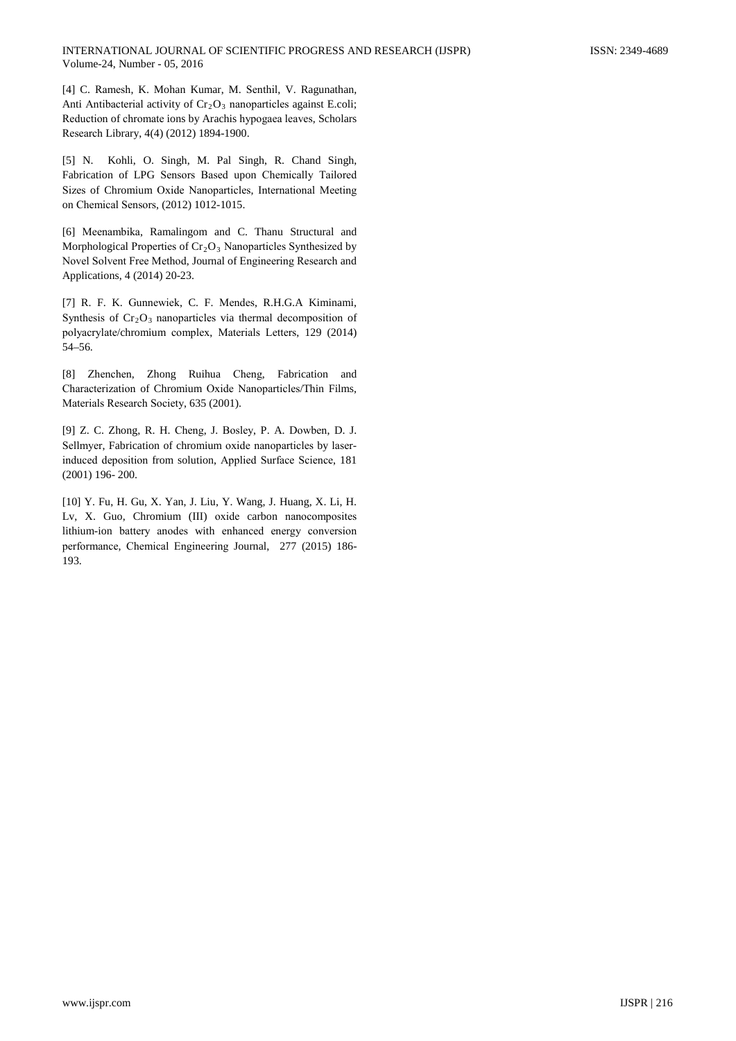[4] C. Ramesh, K. Mohan Kumar, M. Senthil, V. Ragunathan, Anti Antibacterial activity of $Cr_2O_3$ nanoparticles against E.coli; Reduction of chromate ions by Arachis hypogaea leaves, Scholars Research Library, 4(4) (2012) 1894-1900.

[5] N. Kohli, O. Singh, M. Pal Singh, R. Chand Singh, Fabrication of LPG Sensors Based upon Chemically Tailored Sizes of Chromium Oxide Nanoparticles, International Meeting on Chemical Sensors, (2012) 1012-1015.

[6] Meenambika, Ramalingom and C. Thanu Structural and Morphological Properties of $Cr_2O_3$ Nanoparticles Synthesized by Novel Solvent Free Method, Journal of Engineering Research and Applications, 4 (2014) 20-23.

[7] R. F. K. Gunnewiek, C. F. Mendes, R.H.G.A Kiminami, Synthesis of $Cr_2O_3$ nanoparticles via thermal decomposition of polyacrylate/chromium complex, Materials Letters, 129 (2014) 54–56.

[8] Zhenchen, Zhong Ruihua Cheng, Fabrication and Characterization of Chromium Oxide Nanoparticles/Thin Films, Materials Research Society, 635 (2001).

[9] Z. C. Zhong, R. H. Cheng, J. Bosley, P. A. Dowben, D. J. Sellmyer, Fabrication of chromium oxide nanoparticles by laser-induced deposition from solution, Applied Surface Science, 181 (2001) 196- 200.

[10] Y. Fu, H. Gu, X. Yan, J. Liu, Y. Wang, J. Huang, X. Li, H. Lv, X. Guo, Chromium (III) oxide carbon nanocomposites lithium-ion battery anodes with enhanced energy conversion performance, Chemical Engineering Journal, 277 (2015) 186-193.